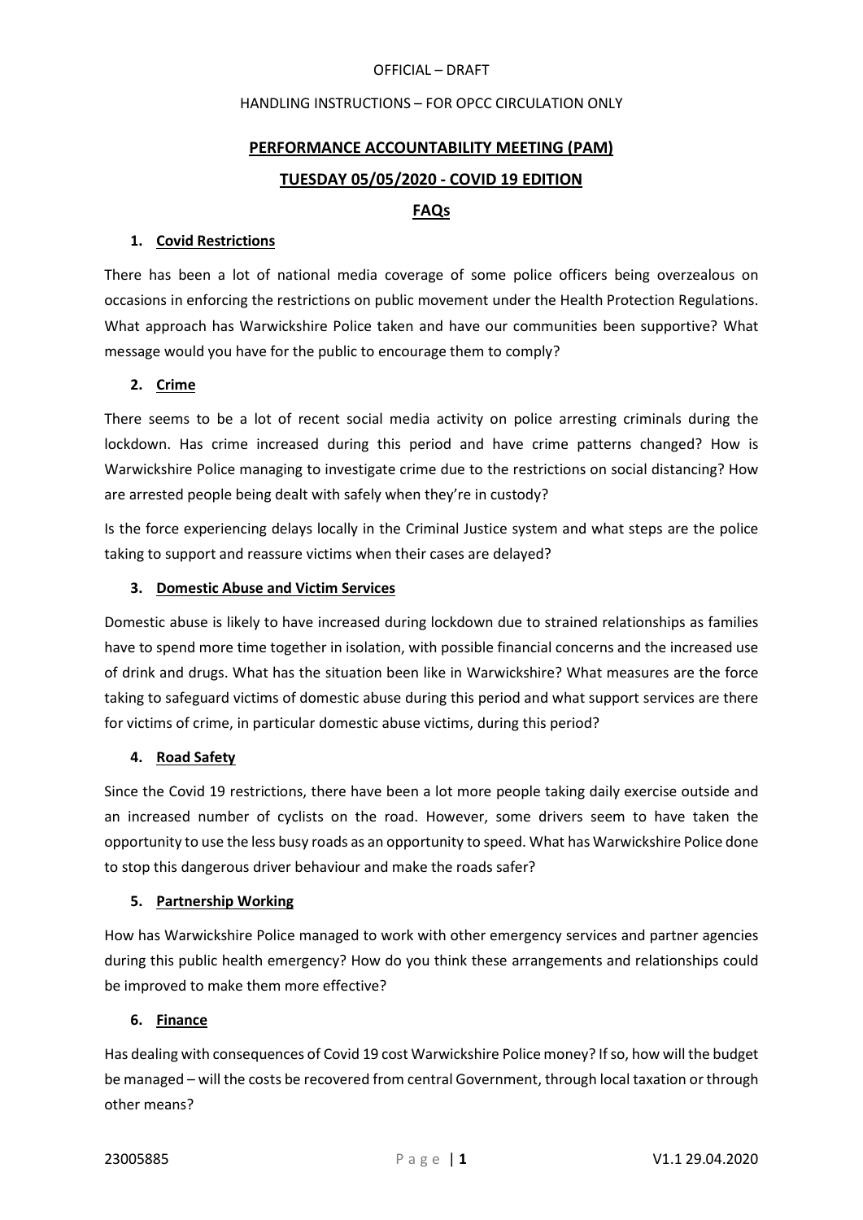OFFICIAL – DRAFT

HANDLING INSTRUCTIONS – FOR OPCC CIRCULATION ONLY

# PERFORMANCE ACCOUNTABILITY MEETING (PAM)

## TUESDAY 05/05/2020 - COVID 19 EDITION

## FAQs

### 1. Covid Restrictions

There has been a lot of national media coverage of some police officers being overzealous on occasions in enforcing the restrictions on public movement under the Health Protection Regulations. What approach has Warwickshire Police taken and have our communities been supportive? What message would you have for the public to encourage them to comply?

### 2. Crime

There seems to be a lot of recent social media activity on police arresting criminals during the lockdown. Has crime increased during this period and have crime patterns changed? How is Warwickshire Police managing to investigate crime due to the restrictions on social distancing? How are arrested people being dealt with safely when they're in custody?

Is the force experiencing delays locally in the Criminal Justice system and what steps are the police taking to support and reassure victims when their cases are delayed?

### 3. Domestic Abuse and Victim Services

Domestic abuse is likely to have increased during lockdown due to strained relationships as families have to spend more time together in isolation, with possible financial concerns and the increased use of drink and drugs. What has the situation been like in Warwickshire? What measures are the force taking to safeguard victims of domestic abuse during this period and what support services are there for victims of crime, in particular domestic abuse victims, during this period?

### 4. Road Safety

Since the Covid 19 restrictions, there have been a lot more people taking daily exercise outside and an increased number of cyclists on the road. However, some drivers seem to have taken the opportunity to use the less busy roads as an opportunity to speed. What has Warwickshire Police done to stop this dangerous driver behaviour and make the roads safer?

### 5. Partnership Working

How has Warwickshire Police managed to work with other emergency services and partner agencies during this public health emergency? How do you think these arrangements and relationships could be improved to make them more effective?

### 6. Finance

Has dealing with consequences of Covid 19 cost Warwickshire Police money? If so, how will the budget be managed – will the costs be recovered from central Government, through local taxation or through other means?

23005885 V1.1 29.04.2020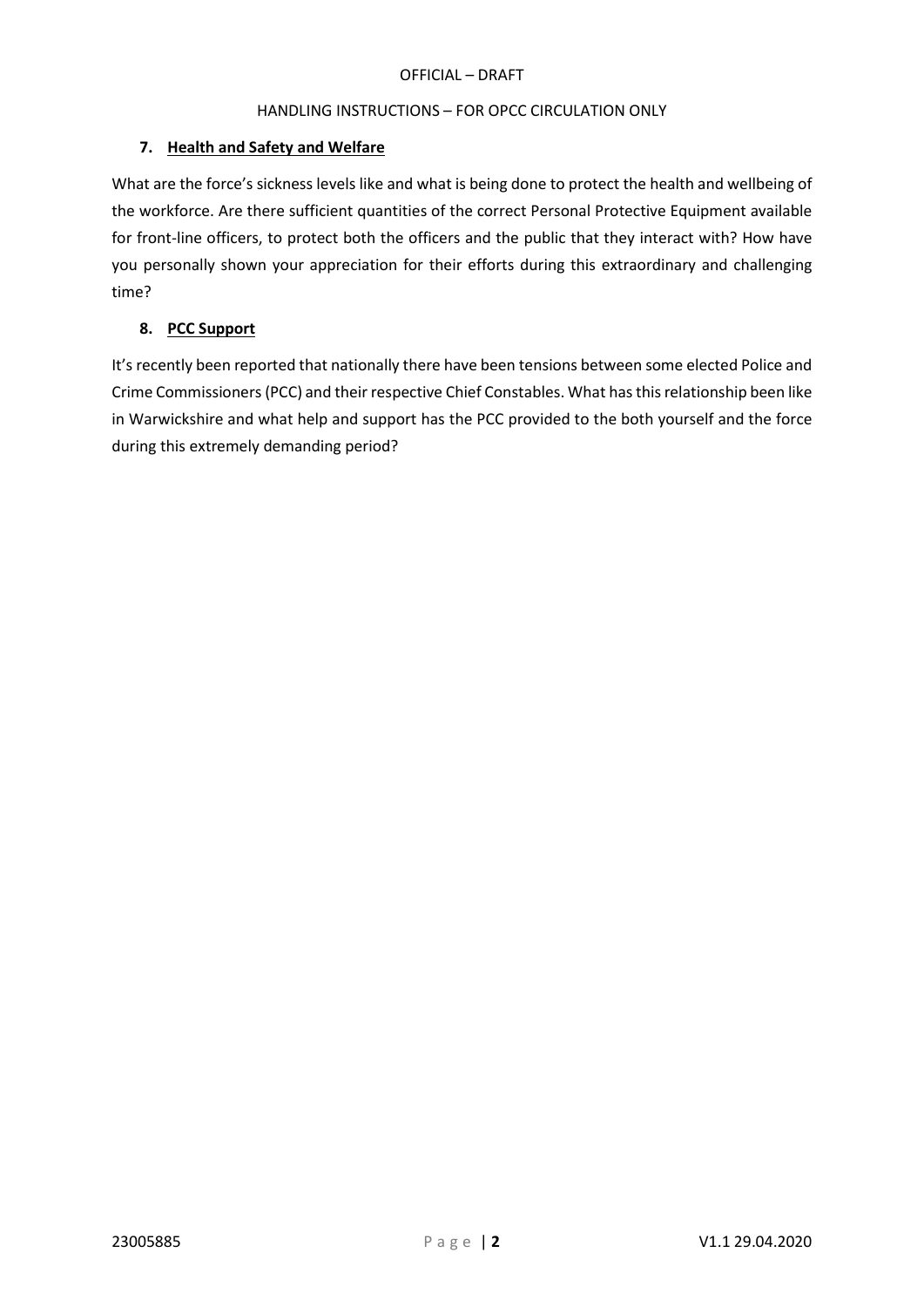OFFICIAL – DRAFT

HANDLING INSTRUCTIONS – FOR OPCC CIRCULATION ONLY

7. **Health and Safety and Welfare**

What are the force's sickness levels like and what is being done to protect the health and wellbeing of the workforce. Are there sufficient quantities of the correct Personal Protective Equipment available for front-line officers, to protect both the officers and the public that they interact with? How have you personally shown your appreciation for their efforts during this extraordinary and challenging time?

8. **PCC Support**

It's recently been reported that nationally there have been tensions between some elected Police and Crime Commissioners (PCC) and their respective Chief Constables. What has this relationship been like in Warwickshire and what help and support has the PCC provided to the both yourself and the force during this extremely demanding period?

23005885 V1.1 29.04.2020